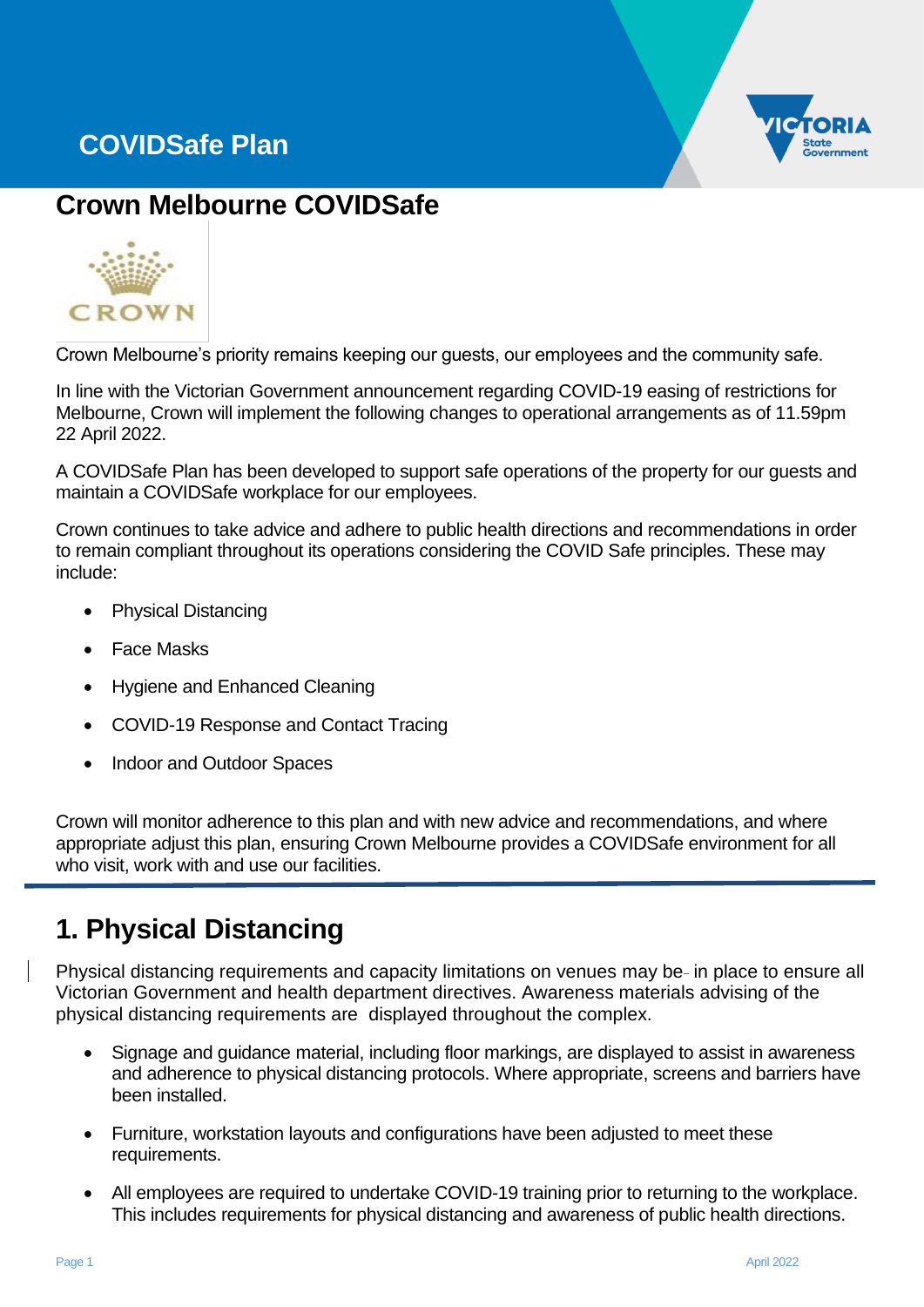# COVIDSafe Plan

## Crown Melbourne COVIDSafe

Crown Melbourne's priority remains keeping our guests, our employees and the community safe.

In line with the Victorian Government announcement regarding COVID-19 easing of restrictions for Melbourne, Crown will implement the following changes to operational arrangements as of 11.59pm 22 April 2022.

A COVIDSafe Plan has been developed to support safe operations of the property for our guests and maintain a COVIDSafe workplace for our employees.

Crown continues to take advice and adhere to public health directions and recommendations in order to remain compliant throughout its operations considering the COVID Safe principles. These may include:

- Physical Distancing
- Face Masks
- Hygiene and Enhanced Cleaning
- COVID-19 Response and Contact Tracing
- Indoor and Outdoor Spaces

Crown will monitor adherence to this plan and with new advice and recommendations, and where appropriate adjust this plan, ensuring Crown Melbourne provides a COVIDSafe environment for all who visit, work with and use our facilities.

## 1. Physical Distancing

Physical distancing requirements and capacity limitations on venues may be in place to ensure all Victorian Government and health department directives. Awareness materials advising of the physical distancing requirements are displayed throughout the complex.

- Signage and guidance material, including floor markings, are displayed to assist in awareness and adherence to physical distancing protocols. Where appropriate, screens and barriers have been installed.
- Furniture, workstation layouts and configurations have been adjusted to meet these requirements.
- All employees are required to undertake COVID-19 training prior to returning to the workplace. This includes requirements for physical distancing and awareness of public health directions.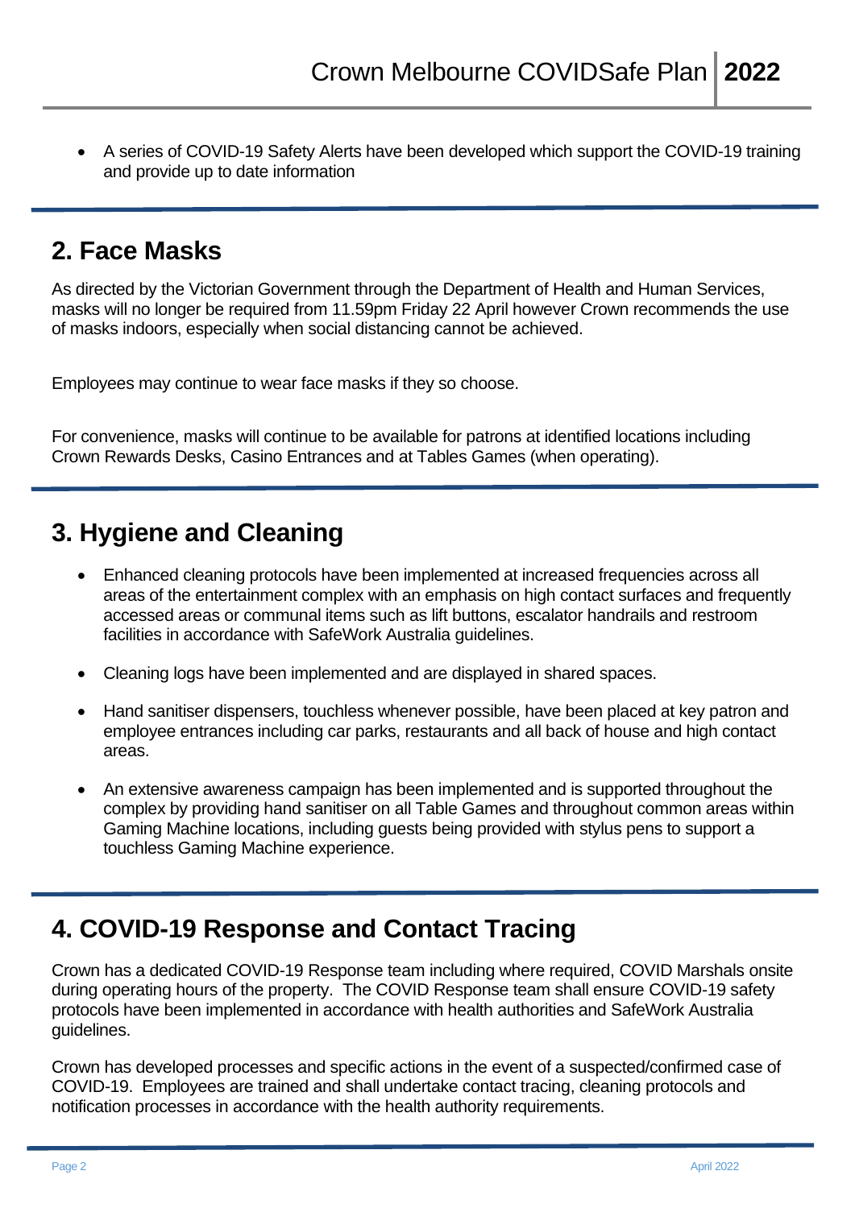- A series of COVID-19 Safety Alerts have been developed which support the COVID-19 training and provide up to date information

## 2. Face Masks

As directed by the Victorian Government through the Department of Health and Human Services, masks will no longer be required from 11.59pm Friday 22 April however Crown recommends the use of masks indoors, especially when social distancing cannot be achieved.

Employees may continue to wear face masks if they so choose.

For convenience, masks will continue to be available for patrons at identified locations including Crown Rewards Desks, Casino Entrances and at Tables Games (when operating).

## 3. Hygiene and Cleaning

- Enhanced cleaning protocols have been implemented at increased frequencies across all areas of the entertainment complex with an emphasis on high contact surfaces and frequently accessed areas or communal items such as lift buttons, escalator handrails and restroom facilities in accordance with SafeWork Australia guidelines.
- Cleaning logs have been implemented and are displayed in shared spaces.
- Hand sanitiser dispensers, touchless whenever possible, have been placed at key patron and employee entrances including car parks, restaurants and all back of house and high contact areas.
- An extensive awareness campaign has been implemented and is supported throughout the complex by providing hand sanitiser on all Table Games and throughout common areas within Gaming Machine locations, including guests being provided with stylus pens to support a touchless Gaming Machine experience.

## 4. COVID-19 Response and Contact Tracing

Crown has a dedicated COVID-19 Response team including where required, COVID Marshals onsite during operating hours of the property. The COVID Response team shall ensure COVID-19 safety protocols have been implemented in accordance with health authorities and SafeWork Australia guidelines.

Crown has developed processes and specific actions in the event of a suspected/confirmed case of COVID-19. Employees are trained and shall undertake contact tracing, cleaning protocols and notification processes in accordance with the health authority requirements.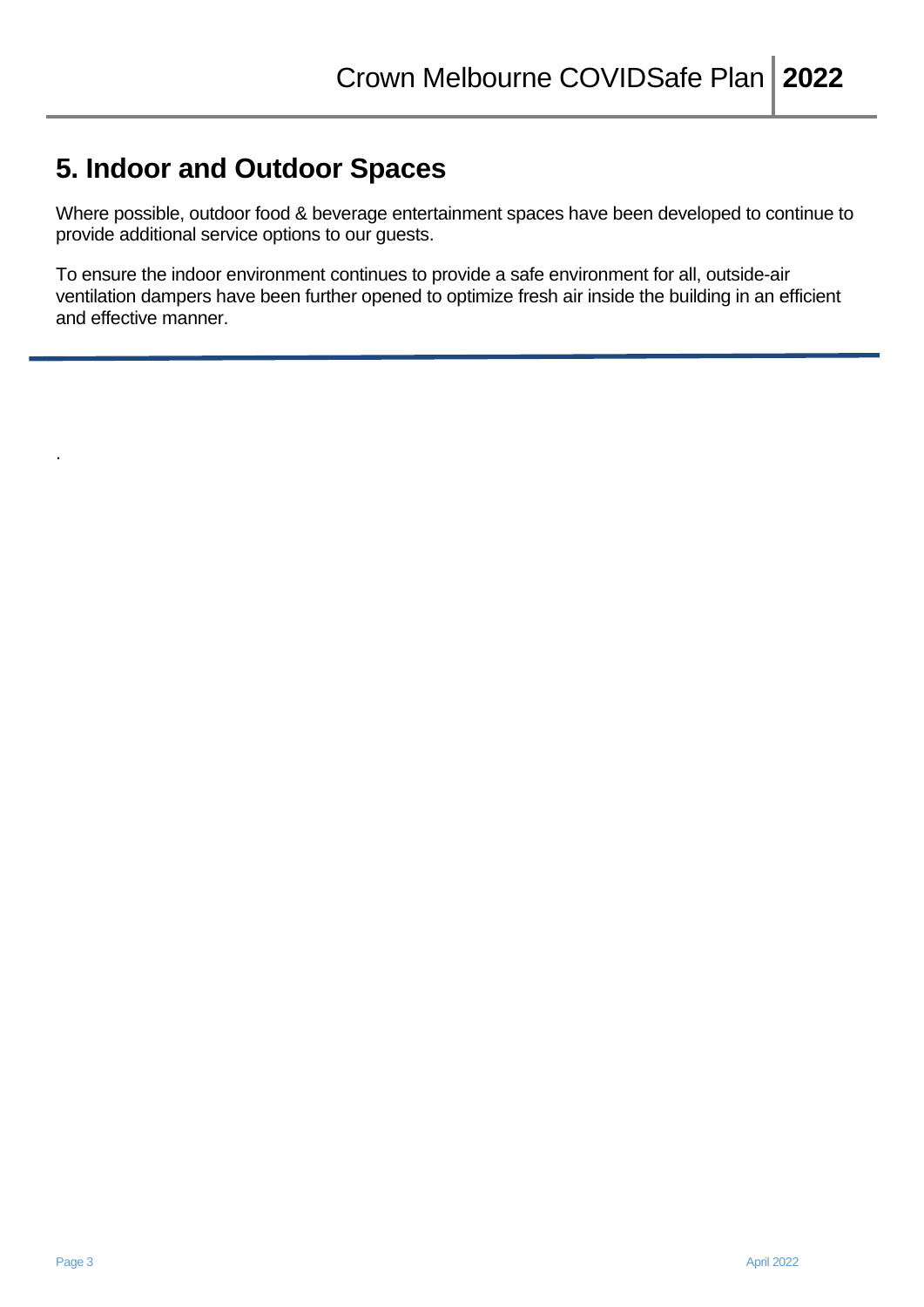## 5. Indoor and Outdoor Spaces

Where possible, outdoor food & beverage entertainment spaces have been developed to continue to provide additional service options to our guests.

To ensure the indoor environment continues to provide a safe environment for all, outside-air ventilation dampers have been further opened to optimize fresh air inside the building in an efficient and effective manner.

.